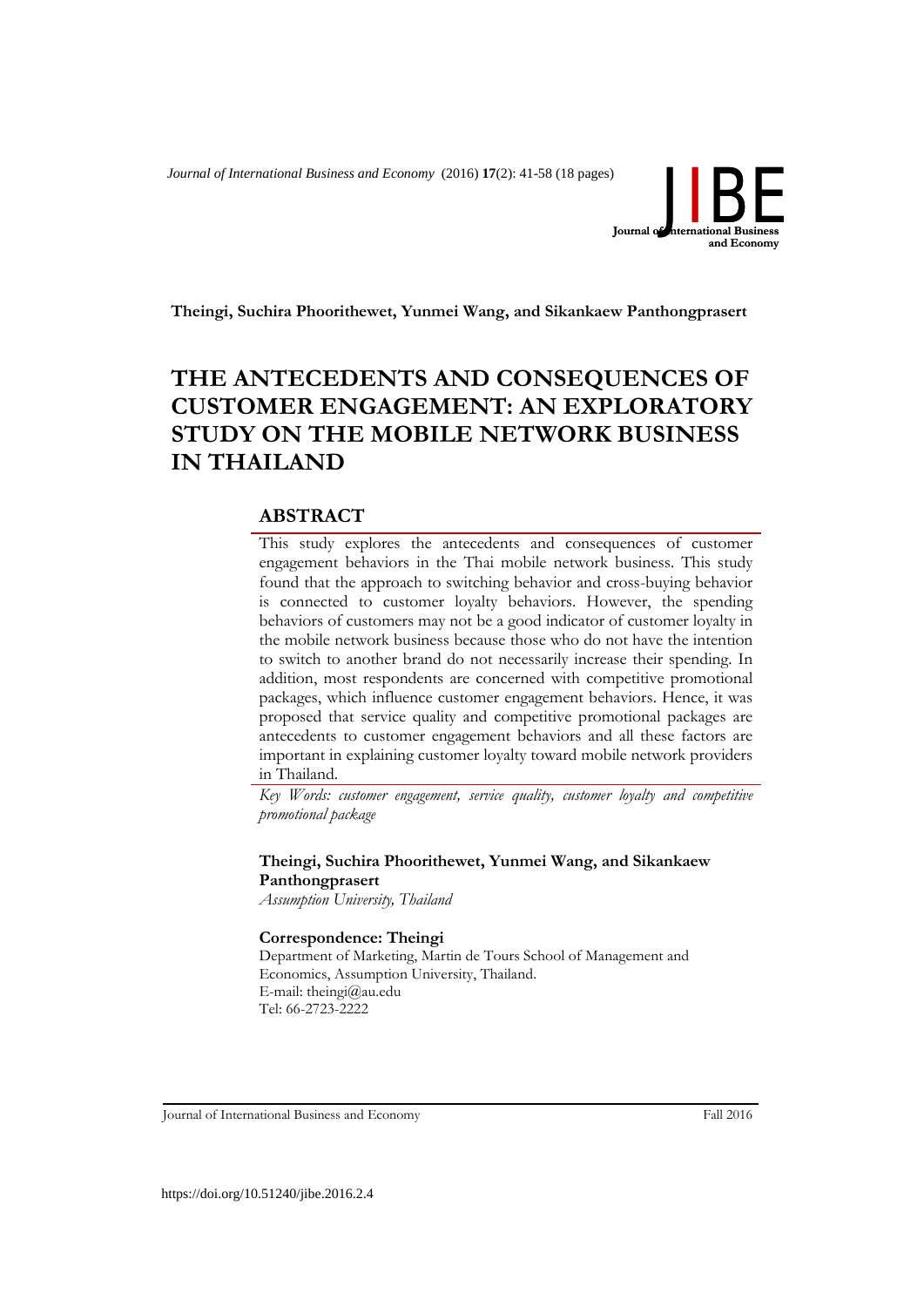**Theingi, Suchira Phoorithewet, Yunmei Wang, and Sikankaew Panthongprasert**

# THE ANTECEDENTS AND CONSEQUENCES OF CUSTOMER ENGAGEMENT: AN EXPLORATORY STUDY ON THE MOBILE NETWORK BUSINESS IN THAILAND

## ABSTRACT

This study explores the antecedents and consequences of customer engagement behaviors in the Thai mobile network business. This study found that the approach to switching behavior and cross-buying behavior is connected to customer loyalty behaviors. However, the spending behaviors of customers may not be a good indicator of customer loyalty in the mobile network business because those who do not have the intention to switch to another brand do not necessarily increase their spending. In addition, most respondents are concerned with competitive promotional packages, which influence customer engagement behaviors. Hence, it was proposed that service quality and competitive promotional packages are antecedents to customer engagement behaviors and all these factors are important in explaining customer loyalty toward mobile network providers in Thailand.

*Key Words: customer engagement, service quality, customer loyalty and competitive promotional package*

**Theingi, Suchira Phoorithewet, Yunmei Wang, and Sikankaew Panthongprasert**
*Assumption University, Thailand*

**Correspondence: Theingi**
Department of Marketing, Martin de Tours School of Management and Economics, Assumption University, Thailand.
E-mail: theingi@au.edu
Tel: 66-2723-2222

https://doi.org/10.51240/jibe.2016.2.4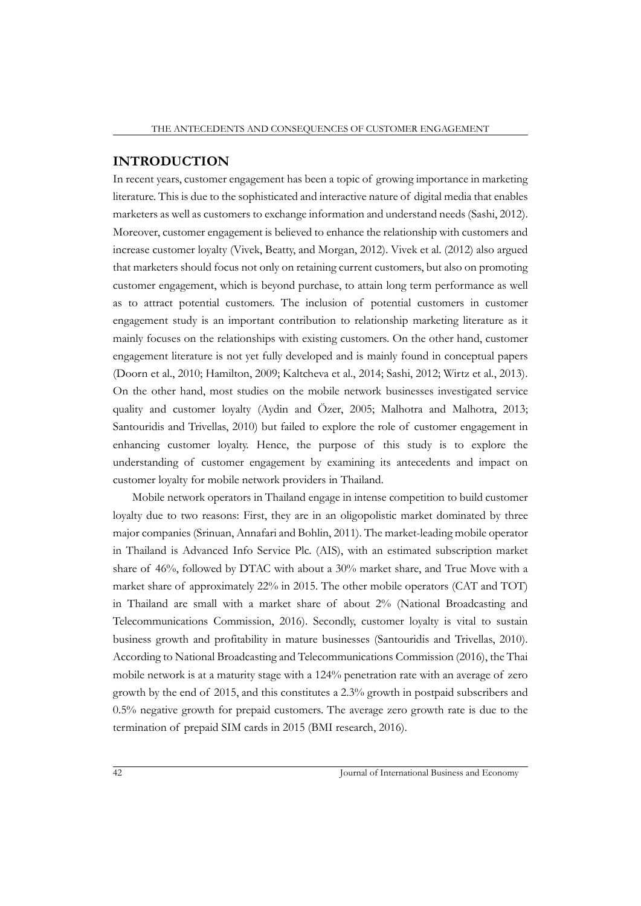## INTRODUCTION

In recent years, customer engagement has been a topic of growing importance in marketing literature. This is due to the sophisticated and interactive nature of digital media that enables marketers as well as customers to exchange information and understand needs (Sashi, 2012). Moreover, customer engagement is believed to enhance the relationship with customers and increase customer loyalty (Vivek, Beatty, and Morgan, 2012). Vivek et al. (2012) also argued that marketers should focus not only on retaining current customers, but also on promoting customer engagement, which is beyond purchase, to attain long term performance as well as to attract potential customers. The inclusion of potential customers in customer engagement study is an important contribution to relationship marketing literature as it mainly focuses on the relationships with existing customers. On the other hand, customer engagement literature is not yet fully developed and is mainly found in conceptual papers (Doorn et al., 2010; Hamilton, 2009; Kaltcheva et al., 2014; Sashi, 2012; Wirtz et al., 2013). On the other hand, most studies on the mobile network businesses investigated service quality and customer loyalty (Aydin and Özer, 2005; Malhotra and Malhotra, 2013; Santouridis and Trivellas, 2010) but failed to explore the role of customer engagement in enhancing customer loyalty. Hence, the purpose of this study is to explore the understanding of customer engagement by examining its antecedents and impact on customer loyalty for mobile network providers in Thailand.

Mobile network operators in Thailand engage in intense competition to build customer loyalty due to two reasons: First, they are in an oligopolistic market dominated by three major companies (Srinuan, Annafari and Bohlin, 2011). The market-leading mobile operator in Thailand is Advanced Info Service Plc. (AIS), with an estimated subscription market share of 46%, followed by DTAC with about a 30% market share, and True Move with a market share of approximately 22% in 2015. The other mobile operators (CAT and TOT) in Thailand are small with a market share of about 2% (National Broadcasting and Telecommunications Commission, 2016). Secondly, customer loyalty is vital to sustain business growth and profitability in mature businesses (Santouridis and Trivellas, 2010). According to National Broadcasting and Telecommunications Commission (2016), the Thai mobile network is at a maturity stage with a 124% penetration rate with an average of zero growth by the end of 2015, and this constitutes a 2.3% growth in postpaid subscribers and 0.5% negative growth for prepaid customers. The average zero growth rate is due to the termination of prepaid SIM cards in 2015 (BMI research, 2016).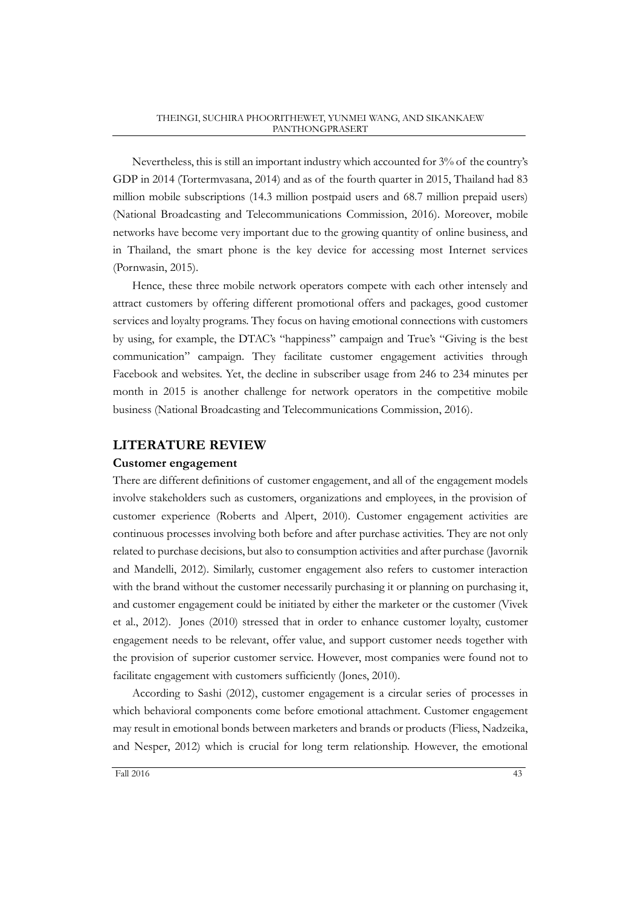Nevertheless, this is still an important industry which accounted for 3% of the country's GDP in 2014 (Tortermvasana, 2014) and as of the fourth quarter in 2015, Thailand had 83 million mobile subscriptions (14.3 million postpaid users and 68.7 million prepaid users) (National Broadcasting and Telecommunications Commission, 2016). Moreover, mobile networks have become very important due to the growing quantity of online business, and in Thailand, the smart phone is the key device for accessing most Internet services (Pornwasin, 2015).

Hence, these three mobile network operators compete with each other intensely and attract customers by offering different promotional offers and packages, good customer services and loyalty programs. They focus on having emotional connections with customers by using, for example, the DTAC's "happiness" campaign and True's "Giving is the best communication" campaign. They facilitate customer engagement activities through Facebook and websites. Yet, the decline in subscriber usage from 246 to 234 minutes per month in 2015 is another challenge for network operators in the competitive mobile business (National Broadcasting and Telecommunications Commission, 2016).

## LITERATURE REVIEW

### Customer engagement

There are different definitions of customer engagement, and all of the engagement models involve stakeholders such as customers, organizations and employees, in the provision of customer experience (Roberts and Alpert, 2010). Customer engagement activities are continuous processes involving both before and after purchase activities. They are not only related to purchase decisions, but also to consumption activities and after purchase (Javornik and Mandelli, 2012). Similarly, customer engagement also refers to customer interaction with the brand without the customer necessarily purchasing it or planning on purchasing it, and customer engagement could be initiated by either the marketer or the customer (Vivek et al., 2012). Jones (2010) stressed that in order to enhance customer loyalty, customer engagement needs to be relevant, offer value, and support customer needs together with the provision of superior customer service. However, most companies were found not to facilitate engagement with customers sufficiently (Jones, 2010).

According to Sashi (2012), customer engagement is a circular series of processes in which behavioral components come before emotional attachment. Customer engagement may result in emotional bonds between marketers and brands or products (Fliess, Nadzeika, and Nesper, 2012) which is crucial for long term relationship. However, the emotional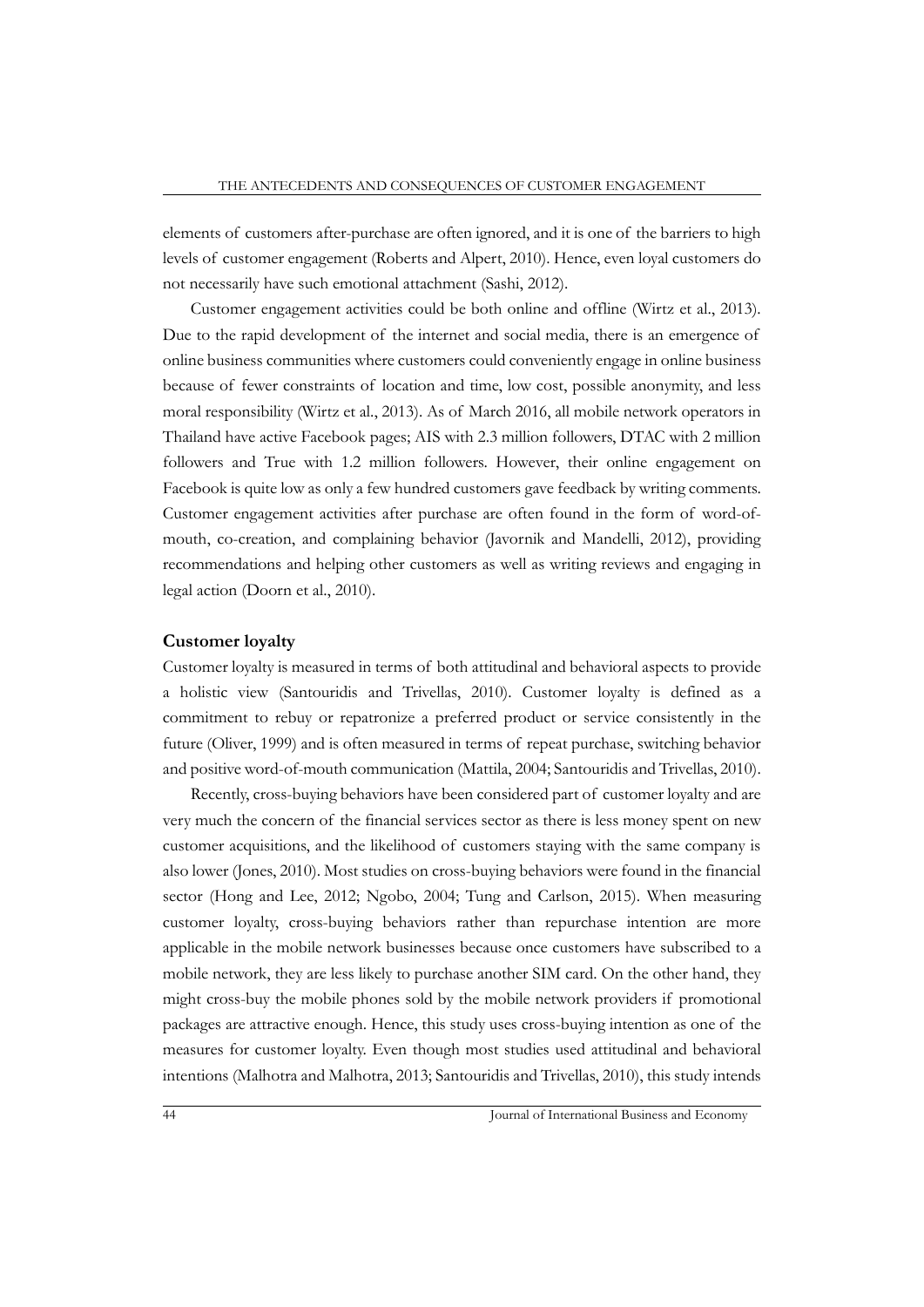elements of customers after-purchase are often ignored, and it is one of the barriers to high levels of customer engagement (Roberts and Alpert, 2010). Hence, even loyal customers do not necessarily have such emotional attachment (Sashi, 2012).

Customer engagement activities could be both online and offline (Wirtz et al., 2013). Due to the rapid development of the internet and social media, there is an emergence of online business communities where customers could conveniently engage in online business because of fewer constraints of location and time, low cost, possible anonymity, and less moral responsibility (Wirtz et al., 2013). As of March 2016, all mobile network operators in Thailand have active Facebook pages; AIS with 2.3 million followers, DTAC with 2 million followers and True with 1.2 million followers. However, their online engagement on Facebook is quite low as only a few hundred customers gave feedback by writing comments. Customer engagement activities after purchase are often found in the form of word-of-mouth, co-creation, and complaining behavior (Javornik and Mandelli, 2012), providing recommendations and helping other customers as well as writing reviews and engaging in legal action (Doorn et al., 2010).

**Customer loyalty**

Customer loyalty is measured in terms of both attitudinal and behavioral aspects to provide a holistic view (Santouridis and Trivellas, 2010). Customer loyalty is defined as a commitment to rebuy or repatronize a preferred product or service consistently in the future (Oliver, 1999) and is often measured in terms of repeat purchase, switching behavior and positive word-of-mouth communication (Mattila, 2004; Santouridis and Trivellas, 2010).

Recently, cross-buying behaviors have been considered part of customer loyalty and are very much the concern of the financial services sector as there is less money spent on new customer acquisitions, and the likelihood of customers staying with the same company is also lower (Jones, 2010). Most studies on cross-buying behaviors were found in the financial sector (Hong and Lee, 2012; Ngobo, 2004; Tung and Carlson, 2015). When measuring customer loyalty, cross-buying behaviors rather than repurchase intention are more applicable in the mobile network businesses because once customers have subscribed to a mobile network, they are less likely to purchase another SIM card. On the other hand, they might cross-buy the mobile phones sold by the mobile network providers if promotional packages are attractive enough. Hence, this study uses cross-buying intention as one of the measures for customer loyalty. Even though most studies used attitudinal and behavioral intentions (Malhotra and Malhotra, 2013; Santouridis and Trivellas, 2010), this study intends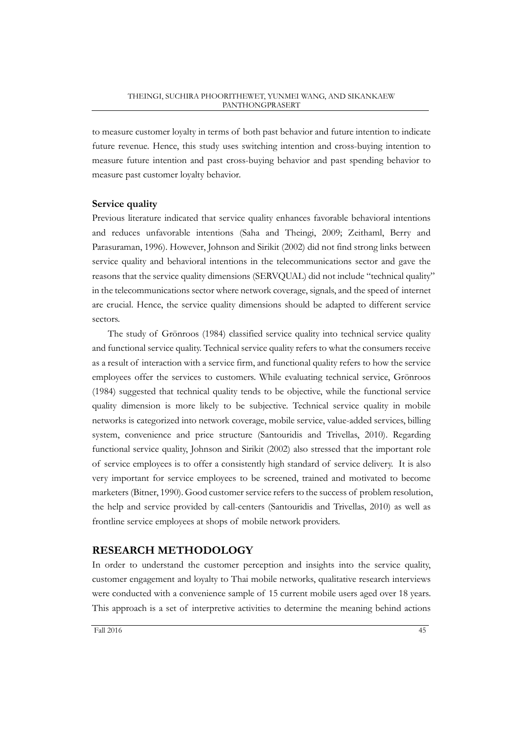to measure customer loyalty in terms of both past behavior and future intention to indicate future revenue. Hence, this study uses switching intention and cross-buying intention to measure future intention and past cross-buying behavior and past spending behavior to measure past customer loyalty behavior.

### Service quality

Previous literature indicated that service quality enhances favorable behavioral intentions and reduces unfavorable intentions (Saha and Theingi, 2009; Zeithaml, Berry and Parasuraman, 1996). However, Johnson and Sirikit (2002) did not find strong links between service quality and behavioral intentions in the telecommunications sector and gave the reasons that the service quality dimensions (SERVQUAL) did not include "technical quality" in the telecommunications sector where network coverage, signals, and the speed of internet are crucial. Hence, the service quality dimensions should be adapted to different service sectors.

The study of Grönroos (1984) classified service quality into technical service quality and functional service quality. Technical service quality refers to what the consumers receive as a result of interaction with a service firm, and functional quality refers to how the service employees offer the services to customers. While evaluating technical service, Grönroos (1984) suggested that technical quality tends to be objective, while the functional service quality dimension is more likely to be subjective. Technical service quality in mobile networks is categorized into network coverage, mobile service, value-added services, billing system, convenience and price structure (Santouridis and Trivellas, 2010). Regarding functional service quality, Johnson and Sirikit (2002) also stressed that the important role of service employees is to offer a consistently high standard of service delivery. It is also very important for service employees to be screened, trained and motivated to become marketers (Bitner, 1990). Good customer service refers to the success of problem resolution, the help and service provided by call-centers (Santouridis and Trivellas, 2010) as well as frontline service employees at shops of mobile network providers.

## RESEARCH METHODOLOGY

In order to understand the customer perception and insights into the service quality, customer engagement and loyalty to Thai mobile networks, qualitative research interviews were conducted with a convenience sample of 15 current mobile users aged over 18 years. This approach is a set of interpretive activities to determine the meaning behind actions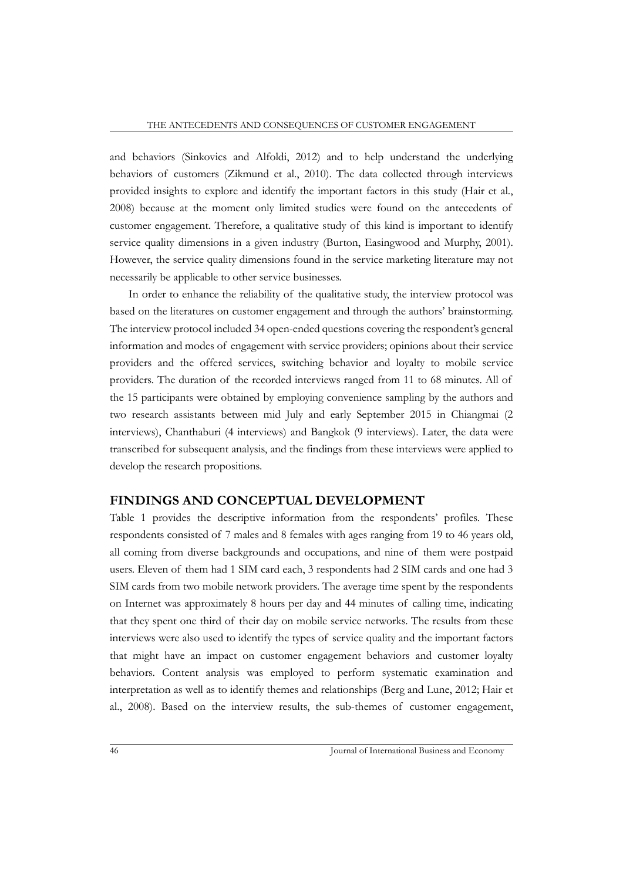and behaviors (Sinkovics and Alfoldi, 2012) and to help understand the underlying behaviors of customers (Zikmund et al., 2010). The data collected through interviews provided insights to explore and identify the important factors in this study (Hair et al., 2008) because at the moment only limited studies were found on the antecedents of customer engagement. Therefore, a qualitative study of this kind is important to identify service quality dimensions in a given industry (Burton, Easingwood and Murphy, 2001). However, the service quality dimensions found in the service marketing literature may not necessarily be applicable to other service businesses.

In order to enhance the reliability of the qualitative study, the interview protocol was based on the literatures on customer engagement and through the authors' brainstorming. The interview protocol included 34 open-ended questions covering the respondent's general information and modes of engagement with service providers; opinions about their service providers and the offered services, switching behavior and loyalty to mobile service providers. The duration of the recorded interviews ranged from 11 to 68 minutes. All of the 15 participants were obtained by employing convenience sampling by the authors and two research assistants between mid July and early September 2015 in Chiangmai (2 interviews), Chanthaburi (4 interviews) and Bangkok (9 interviews). Later, the data were transcribed for subsequent analysis, and the findings from these interviews were applied to develop the research propositions.

## FINDINGS AND CONCEPTUAL DEVELOPMENT

Table 1 provides the descriptive information from the respondents' profiles. These respondents consisted of 7 males and 8 females with ages ranging from 19 to 46 years old, all coming from diverse backgrounds and occupations, and nine of them were postpaid users. Eleven of them had 1 SIM card each, 3 respondents had 2 SIM cards and one had 3 SIM cards from two mobile network providers. The average time spent by the respondents on Internet was approximately 8 hours per day and 44 minutes of calling time, indicating that they spent one third of their day on mobile service networks. The results from these interviews were also used to identify the types of service quality and the important factors that might have an impact on customer engagement behaviors and customer loyalty behaviors. Content analysis was employed to perform systematic examination and interpretation as well as to identify themes and relationships (Berg and Lune, 2012; Hair et al., 2008). Based on the interview results, the sub-themes of customer engagement,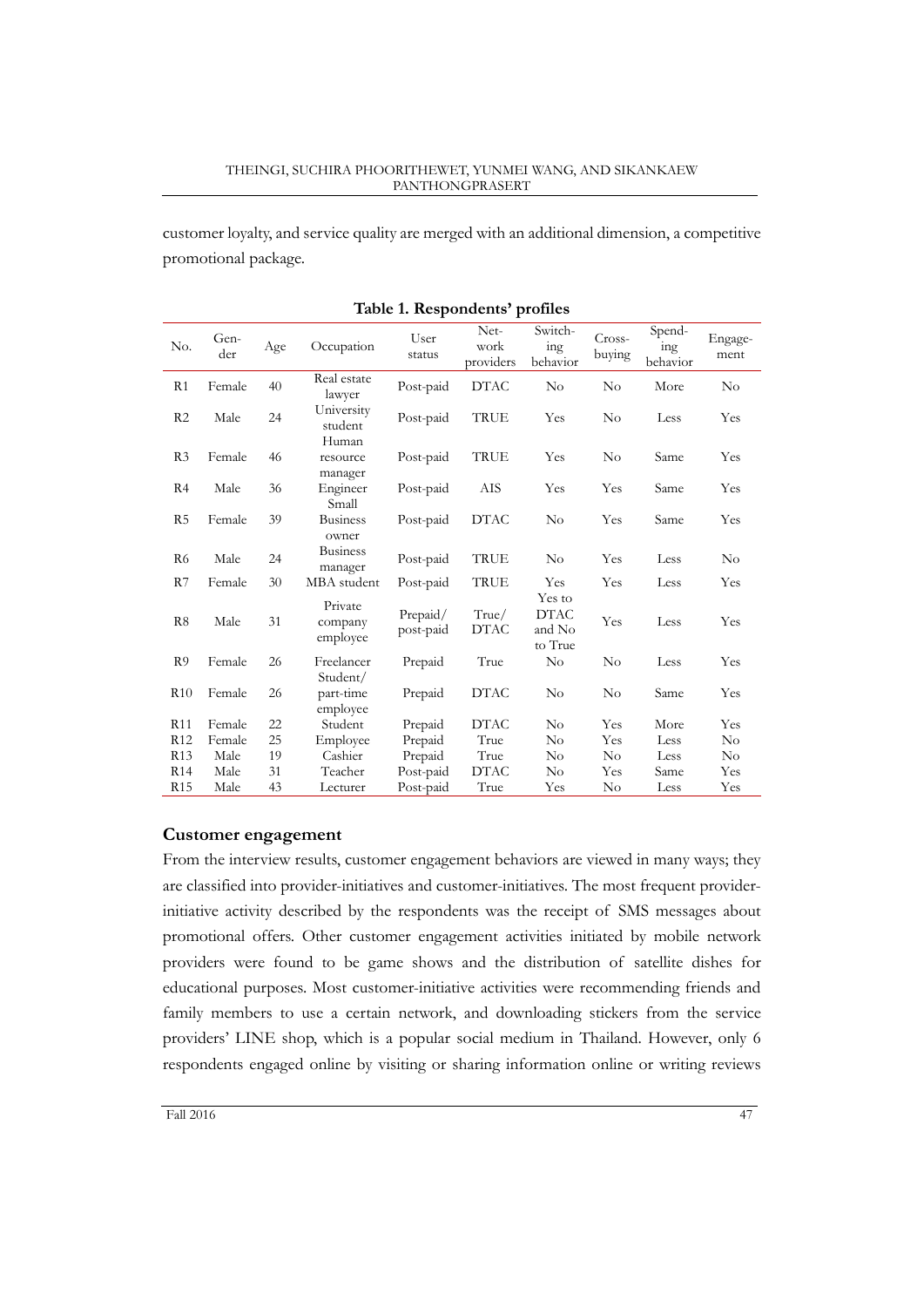customer loyalty, and service quality are merged with an additional dimension, a competitive promotional package.

**Table 1. Respondents' profiles**

| No. | Gender | Age | Occupation | User status | Network providers | Switching behavior | Cross-buying | Spending behavior | Engagement |
|---|---|---|---|---|---|---|---|---|---|
| R1 | Female | 40 | Real estate lawyer | Post-paid | DTAC | No | No | More | No |
| R2 | Male | 24 | University student | Post-paid | TRUE | Yes | No | Less | Yes |
| R3 | Female | 46 | Human resource manager | Post-paid | TRUE | Yes | No | Same | Yes |
| R4 | Male | 36 | Engineer | Post-paid | AIS | Yes | Yes | Same | Yes |
| R5 | Female | 39 | Small Business owner | Post-paid | DTAC | No | Yes | Same | Yes |
| R6 | Male | 24 | Business manager | Post-paid | TRUE | No | Yes | Less | No |
| R7 | Female | 30 | MBA student | Post-paid | TRUE | Yes | Yes | Less | Yes |
| R8 | Male | 31 | Private company employee | Prepaid/ post-paid | True/ DTAC | Yes to DTAC and No to True | Yes | Less | Yes |
| R9 | Female | 26 | Freelancer | Prepaid | True | No | No | Less | Yes |
| R10 | Female | 26 | Student/ part-time employee | Prepaid | DTAC | No | No | Same | Yes |
| R11 | Female | 22 | Student | Prepaid | DTAC | No | Yes | More | Yes |
| R12 | Female | 25 | Employee | Prepaid | True | No | Yes | Less | No |
| R13 | Male | 19 | Cashier | Prepaid | True | No | No | Less | No |
| R14 | Male | 31 | Teacher | Post-paid | DTAC | No | Yes | Same | Yes |
| R15 | Male | 43 | Lecturer | Post-paid | True | Yes | No | Less | Yes |

## Customer engagement

From the interview results, customer engagement behaviors are viewed in many ways; they are classified into provider-initiatives and customer-initiatives. The most frequent provider-initiative activity described by the respondents was the receipt of SMS messages about promotional offers. Other customer engagement activities initiated by mobile network providers were found to be game shows and the distribution of satellite dishes for educational purposes. Most customer-initiative activities were recommending friends and family members to use a certain network, and downloading stickers from the service providers' LINE shop, which is a popular social medium in Thailand. However, only 6 respondents engaged online by visiting or sharing information online or writing reviews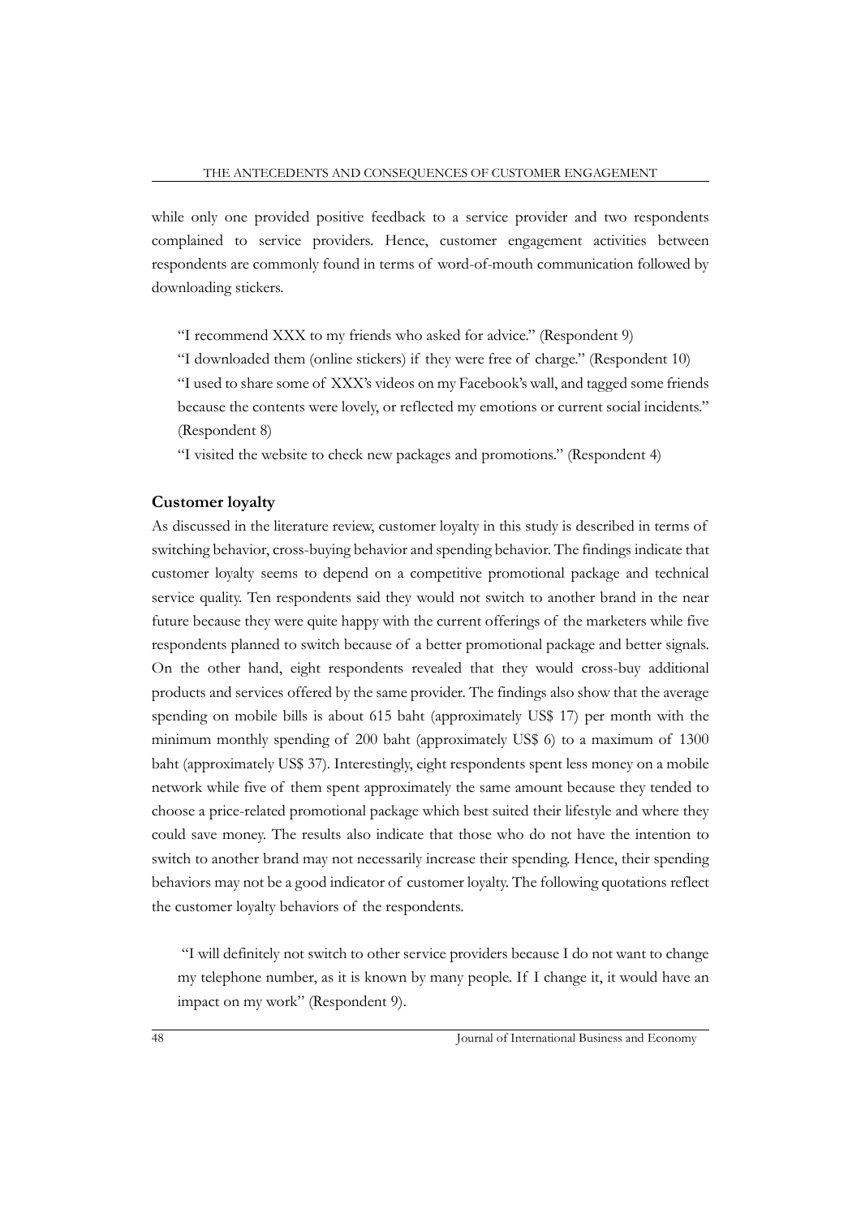while only one provided positive feedback to a service provider and two respondents complained to service providers. Hence, customer engagement activities between respondents are commonly found in terms of word-of-mouth communication followed by downloading stickers.

> "I recommend XXX to my friends who asked for advice." (Respondent 9)
>
> "I downloaded them (online stickers) if they were free of charge." (Respondent 10)
>
> "I used to share some of XXX's videos on my Facebook's wall, and tagged some friends because the contents were lovely, or reflected my emotions or current social incidents." (Respondent 8)
>
> "I visited the website to check new packages and promotions." (Respondent 4)

### Customer loyalty

As discussed in the literature review, customer loyalty in this study is described in terms of switching behavior, cross-buying behavior and spending behavior. The findings indicate that customer loyalty seems to depend on a competitive promotional package and technical service quality. Ten respondents said they would not switch to another brand in the near future because they were quite happy with the current offerings of the marketers while five respondents planned to switch because of a better promotional package and better signals. On the other hand, eight respondents revealed that they would cross-buy additional products and services offered by the same provider. The findings also show that the average spending on mobile bills is about 615 baht (approximately US$ 17) per month with the minimum monthly spending of 200 baht (approximately US$ 6) to a maximum of 1300 baht (approximately US$ 37). Interestingly, eight respondents spent less money on a mobile network while five of them spent approximately the same amount because they tended to choose a price-related promotional package which best suited their lifestyle and where they could save money. The results also indicate that those who do not have the intention to switch to another brand may not necessarily increase their spending. Hence, their spending behaviors may not be a good indicator of customer loyalty. The following quotations reflect the customer loyalty behaviors of the respondents.

> "I will definitely not switch to other service providers because I do not want to change my telephone number, as it is known by many people. If I change it, it would have an impact on my work" (Respondent 9).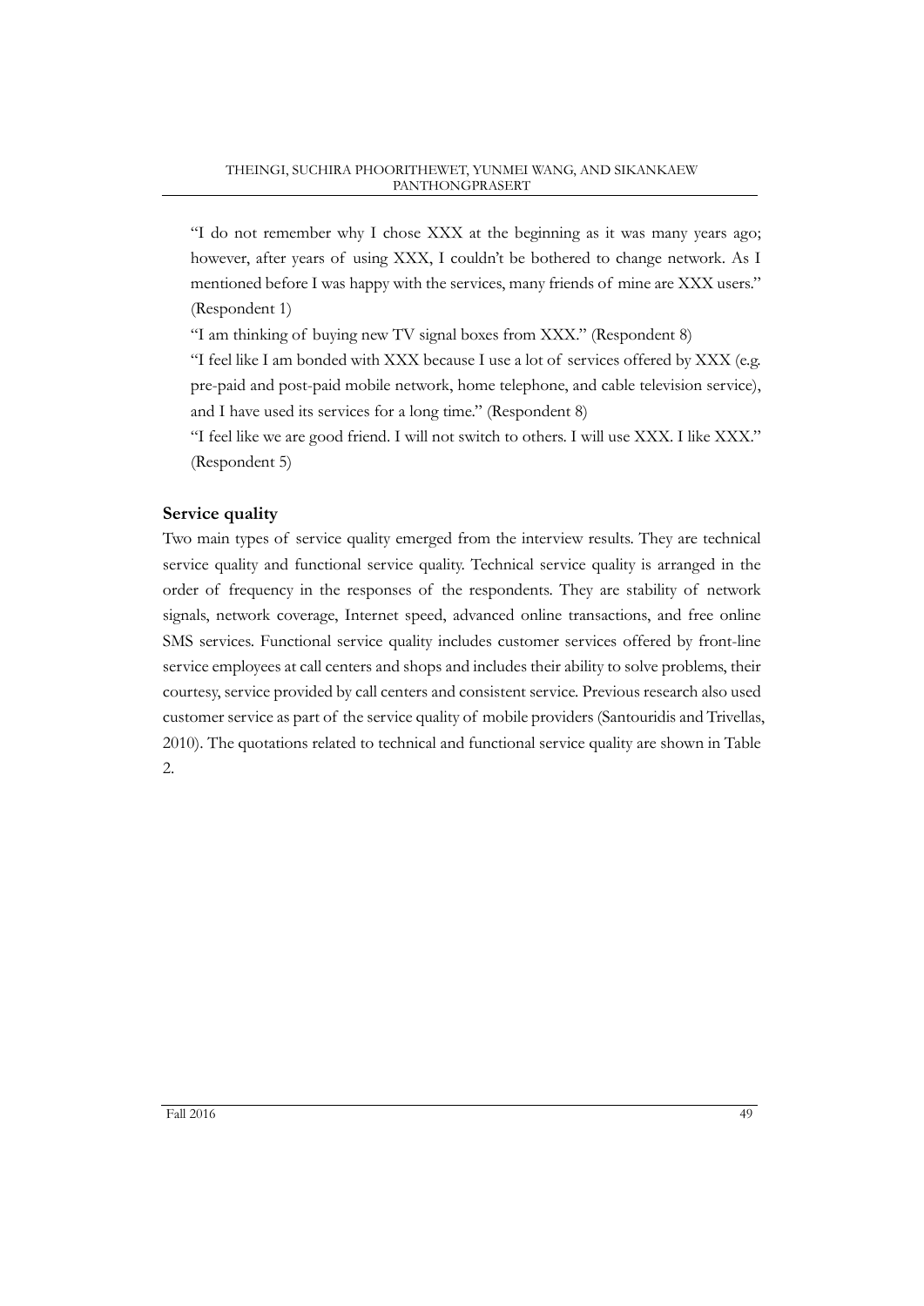"I do not remember why I chose XXX at the beginning as it was many years ago; however, after years of using XXX, I couldn't be bothered to change network. As I mentioned before I was happy with the services, many friends of mine are XXX users." (Respondent 1)

"I am thinking of buying new TV signal boxes from XXX." (Respondent 8)

"I feel like I am bonded with XXX because I use a lot of services offered by XXX (e.g. pre-paid and post-paid mobile network, home telephone, and cable television service), and I have used its services for a long time." (Respondent 8)

"I feel like we are good friend. I will not switch to others. I will use XXX. I like XXX." (Respondent 5)

### Service quality

Two main types of service quality emerged from the interview results. They are technical service quality and functional service quality. Technical service quality is arranged in the order of frequency in the responses of the respondents. They are stability of network signals, network coverage, Internet speed, advanced online transactions, and free online SMS services. Functional service quality includes customer services offered by front-line service employees at call centers and shops and includes their ability to solve problems, their courtesy, service provided by call centers and consistent service. Previous research also used customer service as part of the service quality of mobile providers (Santouridis and Trivellas, 2010). The quotations related to technical and functional service quality are shown in Table 2.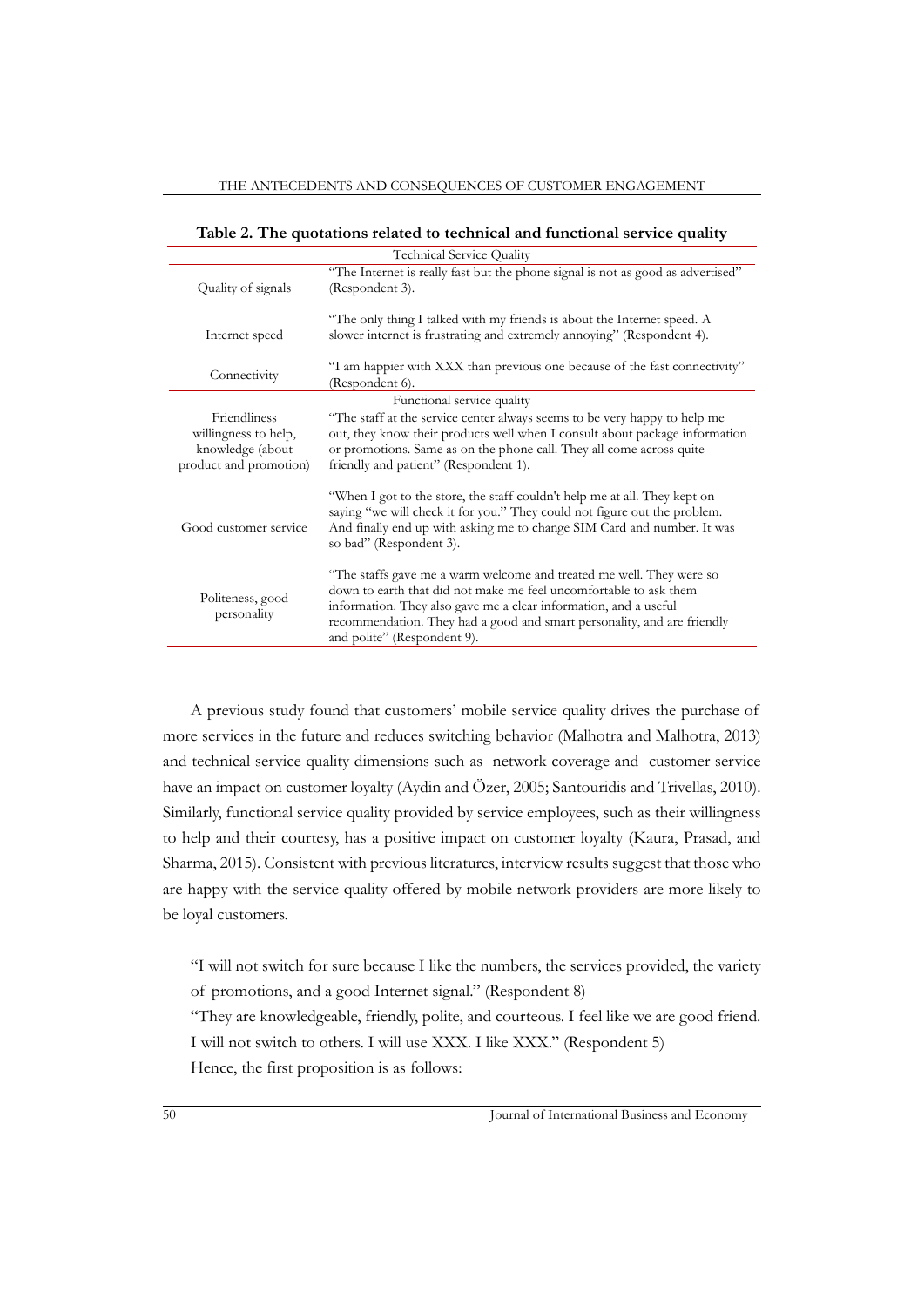**Table 2. The quotations related to technical and functional service quality**

| | |
|---|---|
| **Technical Service Quality** | |
| Quality of signals | "The Internet is really fast but the phone signal is not as good as advertised" (Respondent 3). |
| Internet speed | "The only thing I talked with my friends is about the Internet speed. A slower internet is frustrating and extremely annoying" (Respondent 4). |
| Connectivity | "I am happier with XXX than previous one because of the fast connectivity" (Respondent 6). |
| **Functional service quality** | |
| Friendliness willingness to help, knowledge (about product and promotion) | "The staff at the service center always seems to be very happy to help me out, they know their products well when I consult about package information or promotions. Same as on the phone call. They all come across quite friendly and patient" (Respondent 1). |
| Good customer service | "When I got to the store, the staff couldn't help me at all. They kept on saying "we will check it for you." They could not figure out the problem. And finally end up with asking me to change SIM Card and number. It was so bad" (Respondent 3). |
| Politeness, good personality | "The staffs gave me a warm welcome and treated me well. They were so down to earth that did not make me feel uncomfortable to ask them information. They also gave me a clear information, and a useful recommendation. They had a good and smart personality, and are friendly and polite" (Respondent 9). |

A previous study found that customers' mobile service quality drives the purchase of more services in the future and reduces switching behavior (Malhotra and Malhotra, 2013) and technical service quality dimensions such as network coverage and customer service have an impact on customer loyalty (Aydin and Özer, 2005; Santouridis and Trivellas, 2010). Similarly, functional service quality provided by service employees, such as their willingness to help and their courtesy, has a positive impact on customer loyalty (Kaura, Prasad, and Sharma, 2015). Consistent with previous literatures, interview results suggest that those who are happy with the service quality offered by mobile network providers are more likely to be loyal customers.

"I will not switch for sure because I like the numbers, the services provided, the variety of promotions, and a good Internet signal." (Respondent 8)

"They are knowledgeable, friendly, polite, and courteous. I feel like we are good friend. I will not switch to others. I will use XXX. I like XXX." (Respondent 5)

Hence, the first proposition is as follows: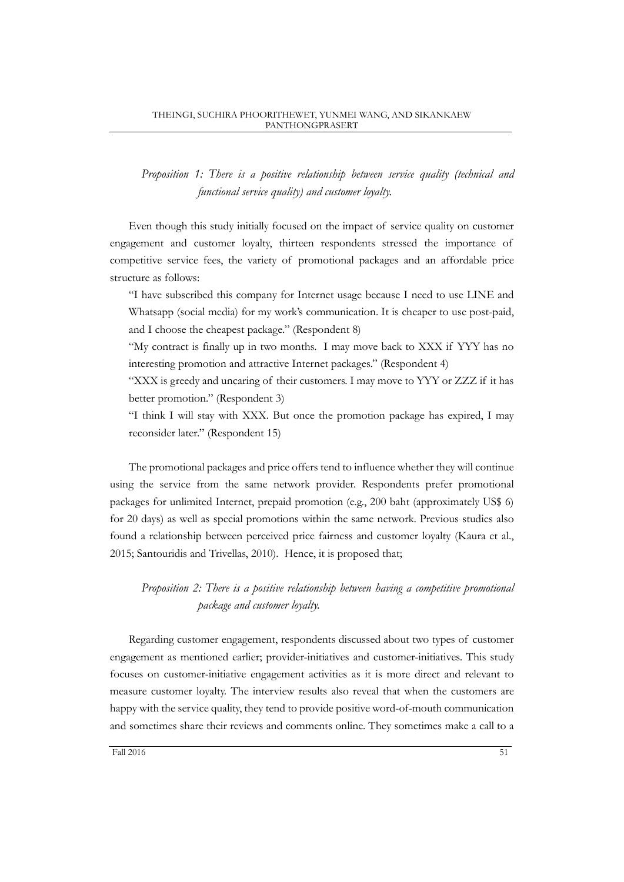*Proposition 1: There is a positive relationship between service quality (technical and functional service quality) and customer loyalty.*

Even though this study initially focused on the impact of service quality on customer engagement and customer loyalty, thirteen respondents stressed the importance of competitive service fees, the variety of promotional packages and an affordable price structure as follows:

"I have subscribed this company for Internet usage because I need to use LINE and Whatsapp (social media) for my work's communication. It is cheaper to use post-paid, and I choose the cheapest package." (Respondent 8)

"My contract is finally up in two months. I may move back to XXX if YYY has no interesting promotion and attractive Internet packages." (Respondent 4)

"XXX is greedy and uncaring of their customers. I may move to YYY or ZZZ if it has better promotion." (Respondent 3)

"I think I will stay with XXX. But once the promotion package has expired, I may reconsider later." (Respondent 15)

The promotional packages and price offers tend to influence whether they will continue using the service from the same network provider. Respondents prefer promotional packages for unlimited Internet, prepaid promotion (e.g., 200 baht (approximately US$ 6) for 20 days) as well as special promotions within the same network. Previous studies also found a relationship between perceived price fairness and customer loyalty (Kaura et al., 2015; Santouridis and Trivellas, 2010). Hence, it is proposed that;

*Proposition 2: There is a positive relationship between having a competitive promotional package and customer loyalty.*

Regarding customer engagement, respondents discussed about two types of customer engagement as mentioned earlier; provider-initiatives and customer-initiatives. This study focuses on customer-initiative engagement activities as it is more direct and relevant to measure customer loyalty. The interview results also reveal that when the customers are happy with the service quality, they tend to provide positive word-of-mouth communication and sometimes share their reviews and comments online. They sometimes make a call to a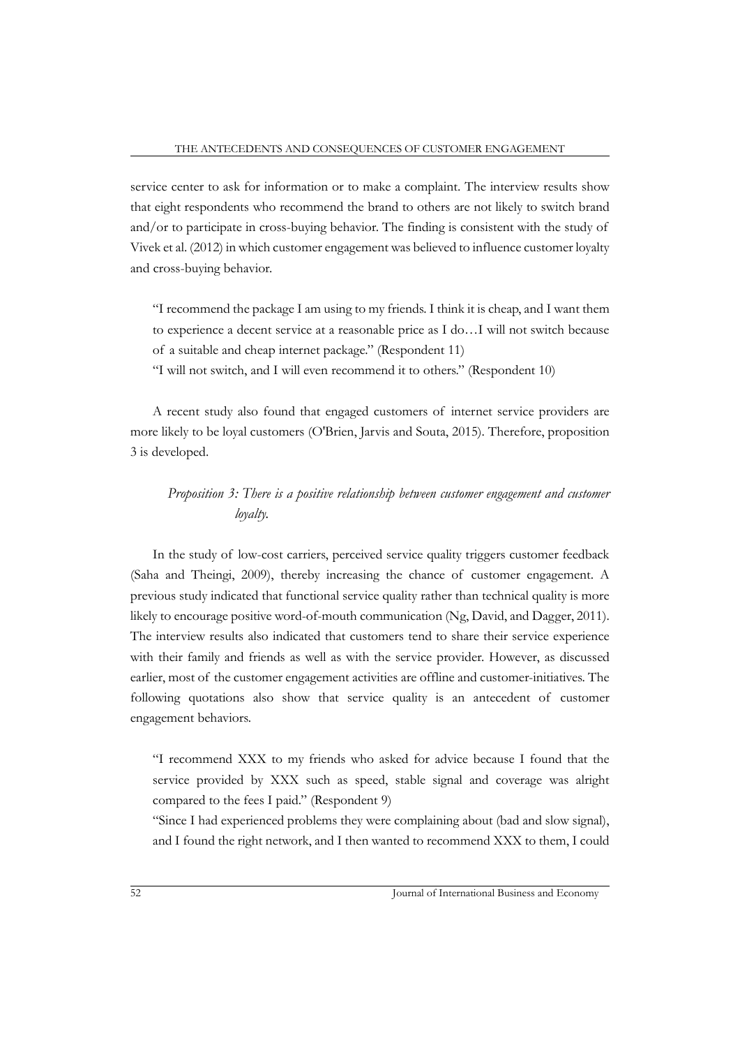service center to ask for information or to make a complaint. The interview results show that eight respondents who recommend the brand to others are not likely to switch brand and/or to participate in cross-buying behavior. The finding is consistent with the study of Vivek et al. (2012) in which customer engagement was believed to influence customer loyalty and cross-buying behavior.

> "I recommend the package I am using to my friends. I think it is cheap, and I want them to experience a decent service at a reasonable price as I do…I will not switch because of a suitable and cheap internet package." (Respondent 11)
>
> "I will not switch, and I will even recommend it to others." (Respondent 10)

A recent study also found that engaged customers of internet service providers are more likely to be loyal customers (O'Brien, Jarvis and Souta, 2015). Therefore, proposition 3 is developed.

> *Proposition 3: There is a positive relationship between customer engagement and customer loyalty.*

In the study of low-cost carriers, perceived service quality triggers customer feedback (Saha and Theingi, 2009), thereby increasing the chance of customer engagement. A previous study indicated that functional service quality rather than technical quality is more likely to encourage positive word-of-mouth communication (Ng, David, and Dagger, 2011). The interview results also indicated that customers tend to share their service experience with their family and friends as well as with the service provider. However, as discussed earlier, most of the customer engagement activities are offline and customer-initiatives. The following quotations also show that service quality is an antecedent of customer engagement behaviors.

> "I recommend XXX to my friends who asked for advice because I found that the service provided by XXX such as speed, stable signal and coverage was alright compared to the fees I paid." (Respondent 9)
>
> "Since I had experienced problems they were complaining about (bad and slow signal), and I found the right network, and I then wanted to recommend XXX to them, I could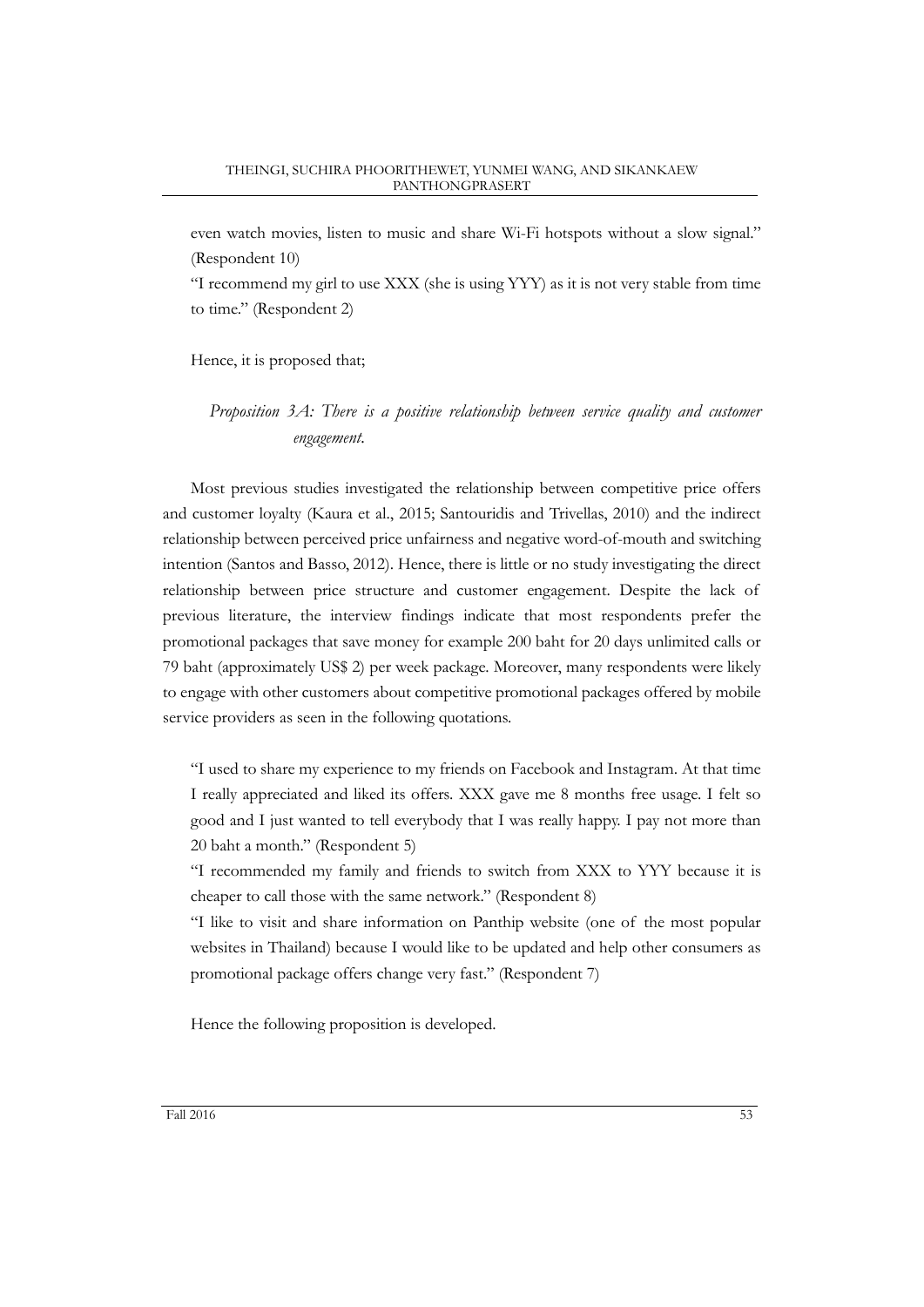even watch movies, listen to music and share Wi-Fi hotspots without a slow signal." (Respondent 10)

"I recommend my girl to use XXX (she is using YYY) as it is not very stable from time to time." (Respondent 2)

Hence, it is proposed that;

*Proposition 3A: There is a positive relationship between service quality and customer engagement.*

Most previous studies investigated the relationship between competitive price offers and customer loyalty (Kaura et al., 2015; Santouridis and Trivellas, 2010) and the indirect relationship between perceived price unfairness and negative word-of-mouth and switching intention (Santos and Basso, 2012). Hence, there is little or no study investigating the direct relationship between price structure and customer engagement. Despite the lack of previous literature, the interview findings indicate that most respondents prefer the promotional packages that save money for example 200 baht for 20 days unlimited calls or 79 baht (approximately US$ 2) per week package. Moreover, many respondents were likely to engage with other customers about competitive promotional packages offered by mobile service providers as seen in the following quotations.

"I used to share my experience to my friends on Facebook and Instagram. At that time I really appreciated and liked its offers. XXX gave me 8 months free usage. I felt so good and I just wanted to tell everybody that I was really happy. I pay not more than 20 baht a month." (Respondent 5)

"I recommended my family and friends to switch from XXX to YYY because it is cheaper to call those with the same network." (Respondent 8)

"I like to visit and share information on Panthip website (one of the most popular websites in Thailand) because I would like to be updated and help other consumers as promotional package offers change very fast." (Respondent 7)

Hence the following proposition is developed.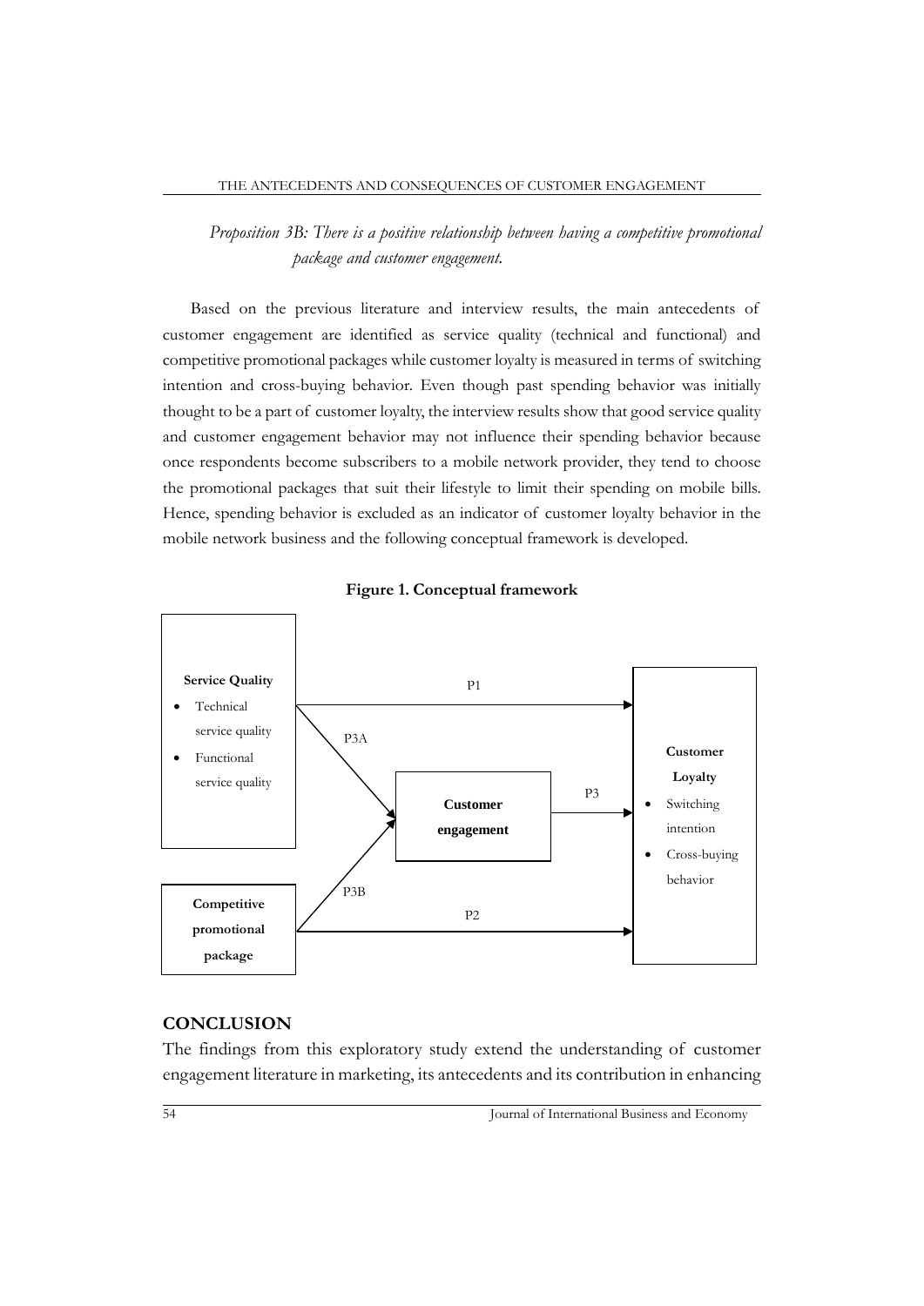*Proposition 3B: There is a positive relationship between having a competitive promotional package and customer engagement.*

Based on the previous literature and interview results, the main antecedents of customer engagement are identified as service quality (technical and functional) and competitive promotional packages while customer loyalty is measured in terms of switching intention and cross-buying behavior. Even though past spending behavior was initially thought to be a part of customer loyalty, the interview results show that good service quality and customer engagement behavior may not influence their spending behavior because once respondents become subscribers to a mobile network provider, they tend to choose the promotional packages that suit their lifestyle to limit their spending on mobile bills. Hence, spending behavior is excluded as an indicator of customer loyalty behavior in the mobile network business and the following conceptual framework is developed.

**Figure 1. Conceptual framework**

Service Quality
- Technical service quality
- Functional service quality

Competitive promotional package

Customer engagement

Customer Loyalty
- Switching intention
- Cross-buying behavior

P1

P2

P3

P3A

P3B

## CONCLUSION

The findings from this exploratory study extend the understanding of customer engagement literature in marketing, its antecedents and its contribution in enhancing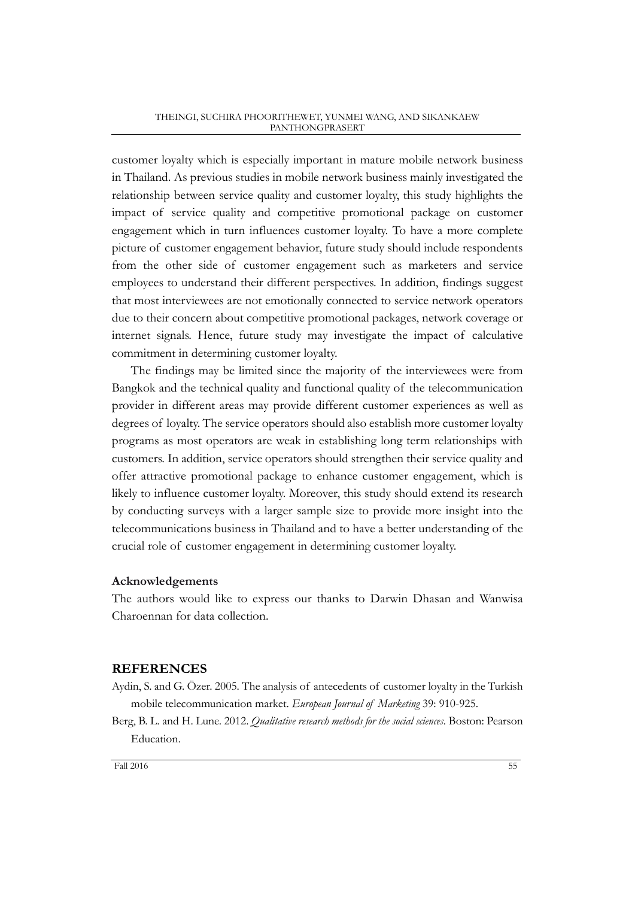customer loyalty which is especially important in mature mobile network business in Thailand. As previous studies in mobile network business mainly investigated the relationship between service quality and customer loyalty, this study highlights the impact of service quality and competitive promotional package on customer engagement which in turn influences customer loyalty. To have a more complete picture of customer engagement behavior, future study should include respondents from the other side of customer engagement such as marketers and service employees to understand their different perspectives. In addition, findings suggest that most interviewees are not emotionally connected to service network operators due to their concern about competitive promotional packages, network coverage or internet signals. Hence, future study may investigate the impact of calculative commitment in determining customer loyalty.

The findings may be limited since the majority of the interviewees were from Bangkok and the technical quality and functional quality of the telecommunication provider in different areas may provide different customer experiences as well as degrees of loyalty. The service operators should also establish more customer loyalty programs as most operators are weak in establishing long term relationships with customers. In addition, service operators should strengthen their service quality and offer attractive promotional package to enhance customer engagement, which is likely to influence customer loyalty. Moreover, this study should extend its research by conducting surveys with a larger sample size to provide more insight into the telecommunications business in Thailand and to have a better understanding of the crucial role of customer engagement in determining customer loyalty.

**Acknowledgements**

The authors would like to express our thanks to Darwin Dhasan and Wanwisa Charoennan for data collection.

## REFERENCES

Aydin, S. and G. Özer. 2005. The analysis of antecedents of customer loyalty in the Turkish mobile telecommunication market. *European Journal of Marketing* 39: 910-925.

Berg, B. L. and H. Lune. 2012. *Qualitative research methods for the social sciences*. Boston: Pearson Education.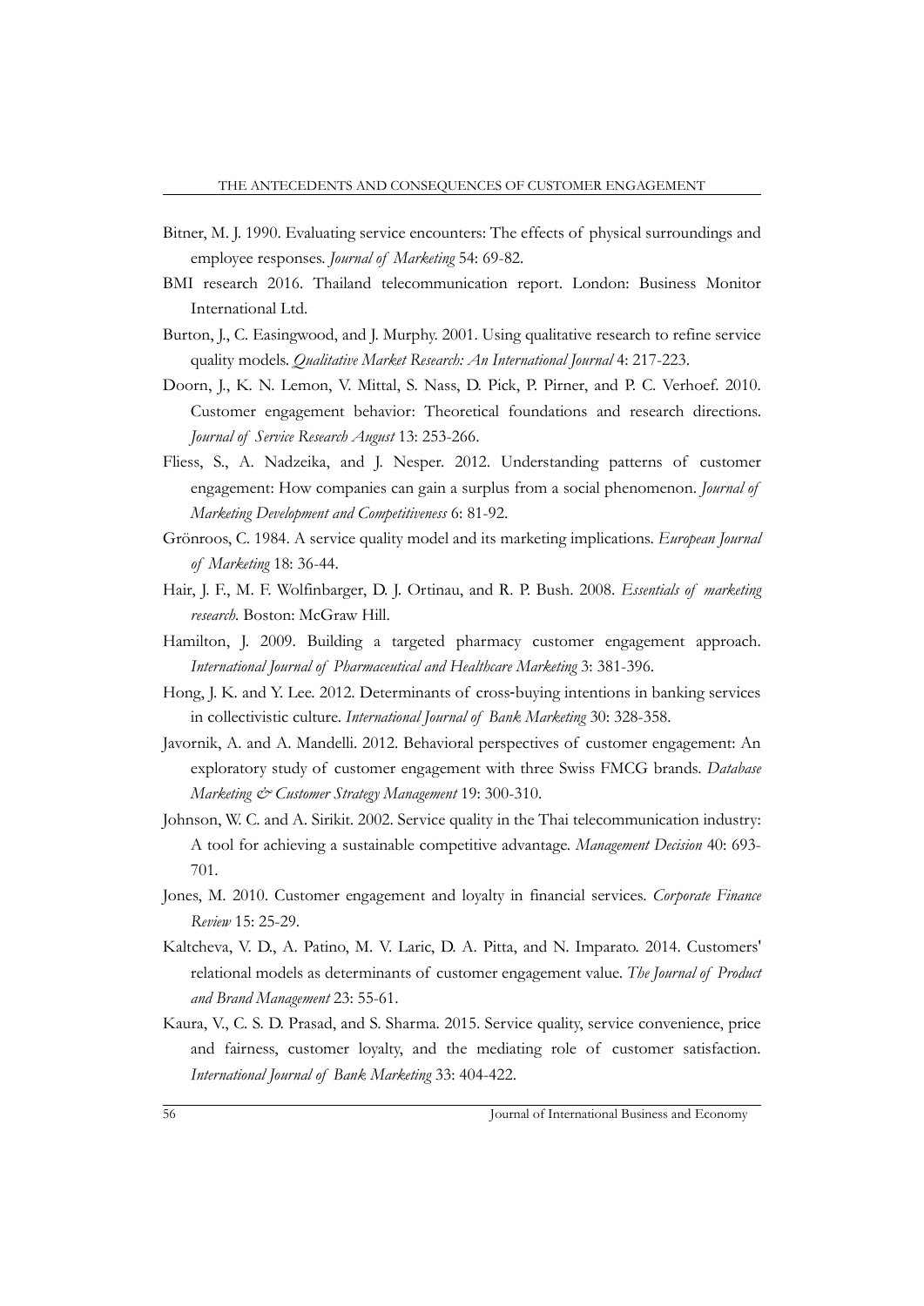Bitner, M. J. 1990. Evaluating service encounters: The effects of physical surroundings and employee responses. *Journal of Marketing* 54: 69-82.

BMI research 2016. Thailand telecommunication report. London: Business Monitor International Ltd.

Burton, J., C. Easingwood, and J. Murphy. 2001. Using qualitative research to refine service quality models. *Qualitative Market Research: An International Journal* 4: 217-223.

Doorn, J., K. N. Lemon, V. Mittal, S. Nass, D. Pick, P. Pirner, and P. C. Verhoef. 2010. Customer engagement behavior: Theoretical foundations and research directions. *Journal of Service Research August* 13: 253-266.

Fliess, S., A. Nadzeika, and J. Nesper. 2012. Understanding patterns of customer engagement: How companies can gain a surplus from a social phenomenon. *Journal of Marketing Development and Competitiveness* 6: 81-92.

Grönroos, C. 1984. A service quality model and its marketing implications. *European Journal of Marketing* 18: 36-44.

Hair, J. F., M. F. Wolfinbarger, D. J. Ortinau, and R. P. Bush. 2008. *Essentials of marketing research.* Boston: McGraw Hill.

Hamilton, J. 2009. Building a targeted pharmacy customer engagement approach. *International Journal of Pharmaceutical and Healthcare Marketing* 3: 381-396.

Hong, J. K. and Y. Lee. 2012. Determinants of cross-buying intentions in banking services in collectivistic culture. *International Journal of Bank Marketing* 30: 328-358.

Javornik, A. and A. Mandelli. 2012. Behavioral perspectives of customer engagement: An exploratory study of customer engagement with three Swiss FMCG brands. *Database Marketing & Customer Strategy Management* 19: 300-310.

Johnson, W. C. and A. Sirikit. 2002. Service quality in the Thai telecommunication industry: A tool for achieving a sustainable competitive advantage. *Management Decision* 40: 693-701.

Jones, M. 2010. Customer engagement and loyalty in financial services. *Corporate Finance Review* 15: 25-29.

Kaltcheva, V. D., A. Patino, M. V. Laric, D. A. Pitta, and N. Imparato. 2014. Customers' relational models as determinants of customer engagement value. *The Journal of Product and Brand Management* 23: 55-61.

Kaura, V., C. S. D. Prasad, and S. Sharma. 2015. Service quality, service convenience, price and fairness, customer loyalty, and the mediating role of customer satisfaction. *International Journal of Bank Marketing* 33: 404-422.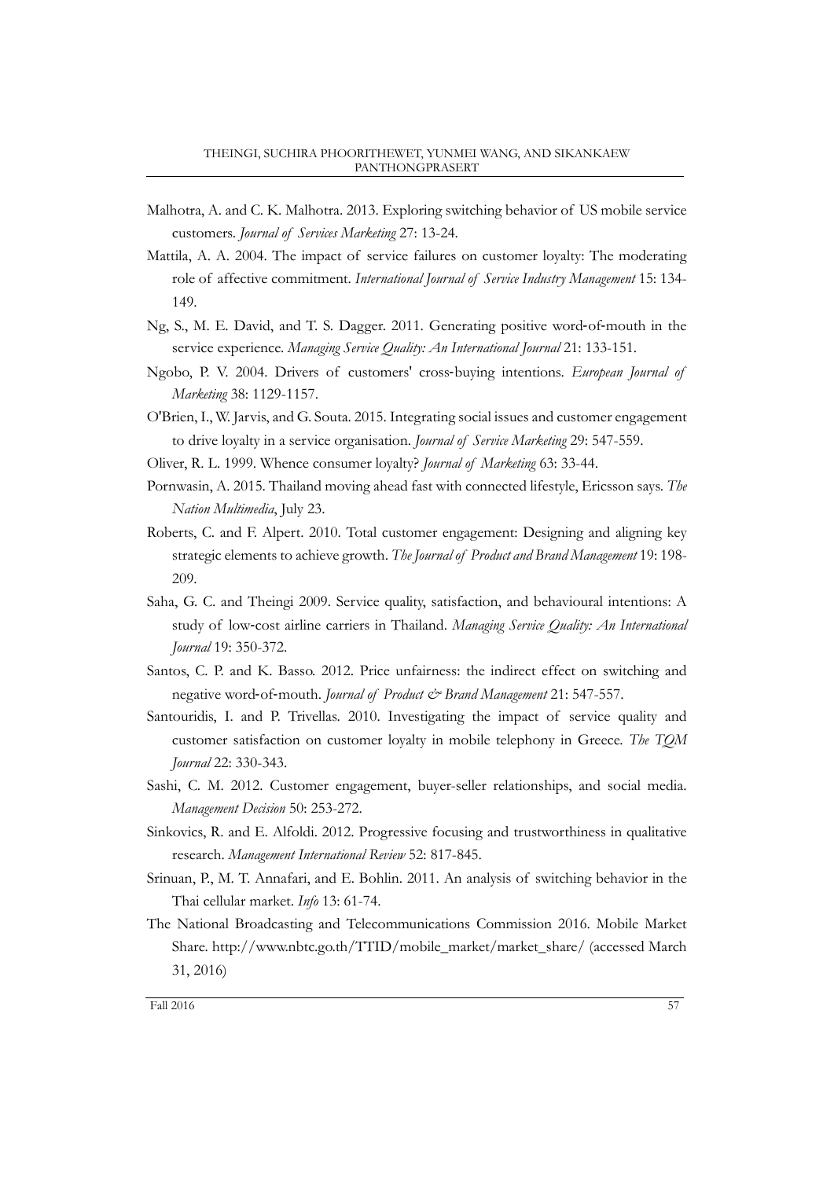Malhotra, A. and C. K. Malhotra. 2013. Exploring switching behavior of US mobile service customers. *Journal of Services Marketing* 27: 13-24.

Mattila, A. A. 2004. The impact of service failures on customer loyalty: The moderating role of affective commitment. *International Journal of Service Industry Management* 15: 134-149.

Ng, S., M. E. David, and T. S. Dagger. 2011. Generating positive word-of-mouth in the service experience. *Managing Service Quality: An International Journal* 21: 133-151.

Ngobo, P. V. 2004. Drivers of customers' cross-buying intentions. *European Journal of Marketing* 38: 1129-1157.

O'Brien, I., W. Jarvis, and G. Souta. 2015. Integrating social issues and customer engagement to drive loyalty in a service organisation. *Journal of Service Marketing* 29: 547-559.

Oliver, R. L. 1999. Whence consumer loyalty? *Journal of Marketing* 63: 33-44.

Pornwasin, A. 2015. Thailand moving ahead fast with connected lifestyle, Ericsson says. *The Nation Multimedia*, July 23.

Roberts, C. and F. Alpert. 2010. Total customer engagement: Designing and aligning key strategic elements to achieve growth. *The Journal of Product and Brand Management* 19: 198-209.

Saha, G. C. and Theingi 2009. Service quality, satisfaction, and behavioural intentions: A study of low-cost airline carriers in Thailand. *Managing Service Quality: An International Journal* 19: 350-372.

Santos, C. P. and K. Basso. 2012. Price unfairness: the indirect effect on switching and negative word-of-mouth. *Journal of Product & Brand Management* 21: 547-557.

Santouridis, I. and P. Trivellas. 2010. Investigating the impact of service quality and customer satisfaction on customer loyalty in mobile telephony in Greece. *The TQM Journal* 22: 330-343.

Sashi, C. M. 2012. Customer engagement, buyer-seller relationships, and social media. *Management Decision* 50: 253-272.

Sinkovics, R. and E. Alfoldi. 2012. Progressive focusing and trustworthiness in qualitative research. *Management International Review* 52: 817-845.

Srinuan, P., M. T. Annafari, and E. Bohlin. 2011. An analysis of switching behavior in the Thai cellular market. *Info* 13: 61-74.

The National Broadcasting and Telecommunications Commission 2016. Mobile Market Share. http://www.nbtc.go.th/TTID/mobile_market/market_share/ (accessed March 31, 2016)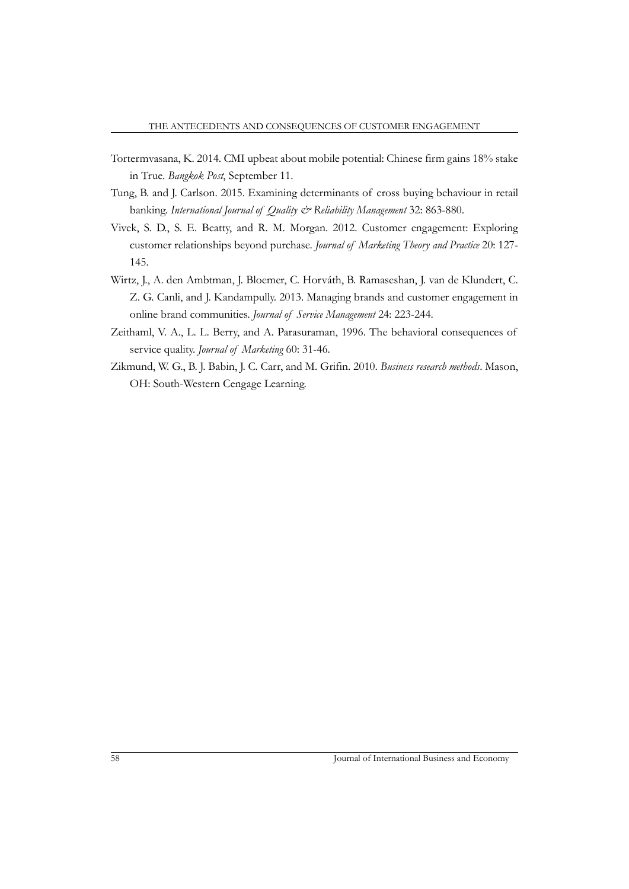Tortermvasana, K. 2014. CMI upbeat about mobile potential: Chinese firm gains 18% stake in True. *Bangkok Post*, September 11.

Tung, B. and J. Carlson. 2015. Examining determinants of cross buying behaviour in retail banking. *International Journal of Quality & Reliability Management* 32: 863-880.

Vivek, S. D., S. E. Beatty, and R. M. Morgan. 2012. Customer engagement: Exploring customer relationships beyond purchase. *Journal of Marketing Theory and Practice* 20: 127-145.

Wirtz, J., A. den Ambtman, J. Bloemer, C. Horváth, B. Ramaseshan, J. van de Klundert, C. Z. G. Canli, and J. Kandampully. 2013. Managing brands and customer engagement in online brand communities. *Journal of Service Management* 24: 223-244.

Zeithaml, V. A., L. L. Berry, and A. Parasuraman, 1996. The behavioral consequences of service quality. *Journal of Marketing* 60: 31-46.

Zikmund, W. G., B. J. Babin, J. C. Carr, and M. Grifin. 2010. *Business research methods*. Mason, OH: South-Western Cengage Learning.